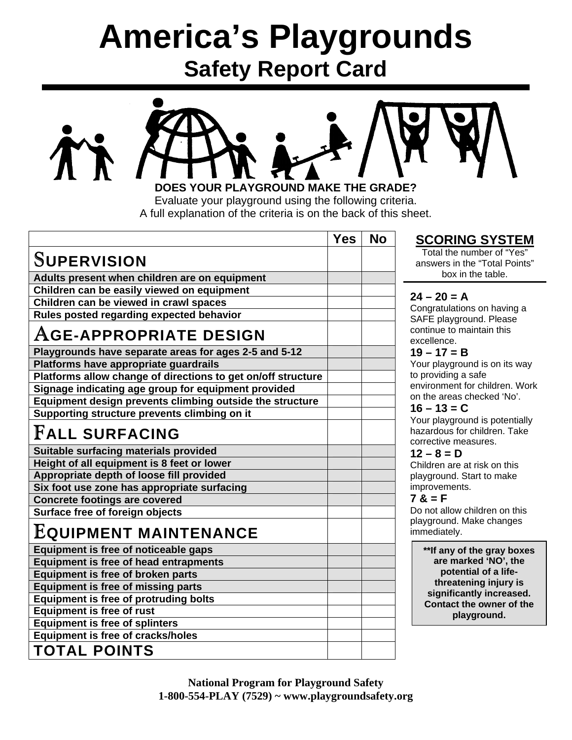# America's Playgrounds

## Safety Report Card

**DOES YOUR PLAYGROUND MAKE THE GRADE?**

Evaluate your playground using the following criteria.
A full explanation of the criteria is on the back of this sheet.

| | Yes | No |
|---|---|---|
| **SUPERVISION** | | |
| **Adults present when children are on equipment** | | |
| **Children can be easily viewed on equipment** | | |
| **Children can be viewed in crawl spaces** | | |
| **Rules posted regarding expected behavior** | | |
| **AGE-APPROPRIATE DESIGN** | | |
| **Playgrounds have separate areas for ages 2-5 and 5-12** | | |
| **Platforms have appropriate guardrails** | | |
| **Platforms allow change of directions to get on/off structure** | | |
| **Signage indicating age group for equipment provided** | | |
| **Equipment design prevents climbing outside the structure** | | |
| **Supporting structure prevents climbing on it** | | |
| **FALL SURFACING** | | |
| **Suitable surfacing materials provided** | | |
| **Height of all equipment is 8 feet or lower** | | |
| **Appropriate depth of loose fill provided** | | |
| **Six foot use zone has appropriate surfacing** | | |
| **Concrete footings are covered** | | |
| **Surface free of foreign objects** | | |
| **EQUIPMENT MAINTENANCE** | | |
| **Equipment is free of noticeable gaps** | | |
| **Equipment is free of head entrapments** | | |
| **Equipment is free of broken parts** | | |
| **Equipment is free of missing parts** | | |
| **Equipment is free of protruding bolts** | | |
| **Equipment is free of rust** | | |
| **Equipment is free of splinters** | | |
| **Equipment is free of cracks/holes** | | |
| **TOTAL POINTS** | | |

### SCORING SYSTEM

Total the number of "Yes" answers in the "Total Points" box in the table.

**24 – 20 = A**
Congratulations on having a SAFE playground. Please continue to maintain this excellence.

**19 – 17 = B**
Your playground is on its way to providing a safe environment for children. Work on the areas checked 'No'.

**16 – 13 = C**
Your playground is potentially hazardous for children. Take corrective measures.

**12 – 8 = D**
Children are at risk on this playground. Start to make improvements.

**7 & = F**
Do not allow children on this playground. Make changes immediately.

**\*\*If any of the gray boxes are marked 'NO', the potential of a life-threatening injury is significantly increased. Contact the owner of the playground.**

**National Program for Playground Safety**
**1-800-554-PLAY (7529) ~ www.playgroundsafety.org**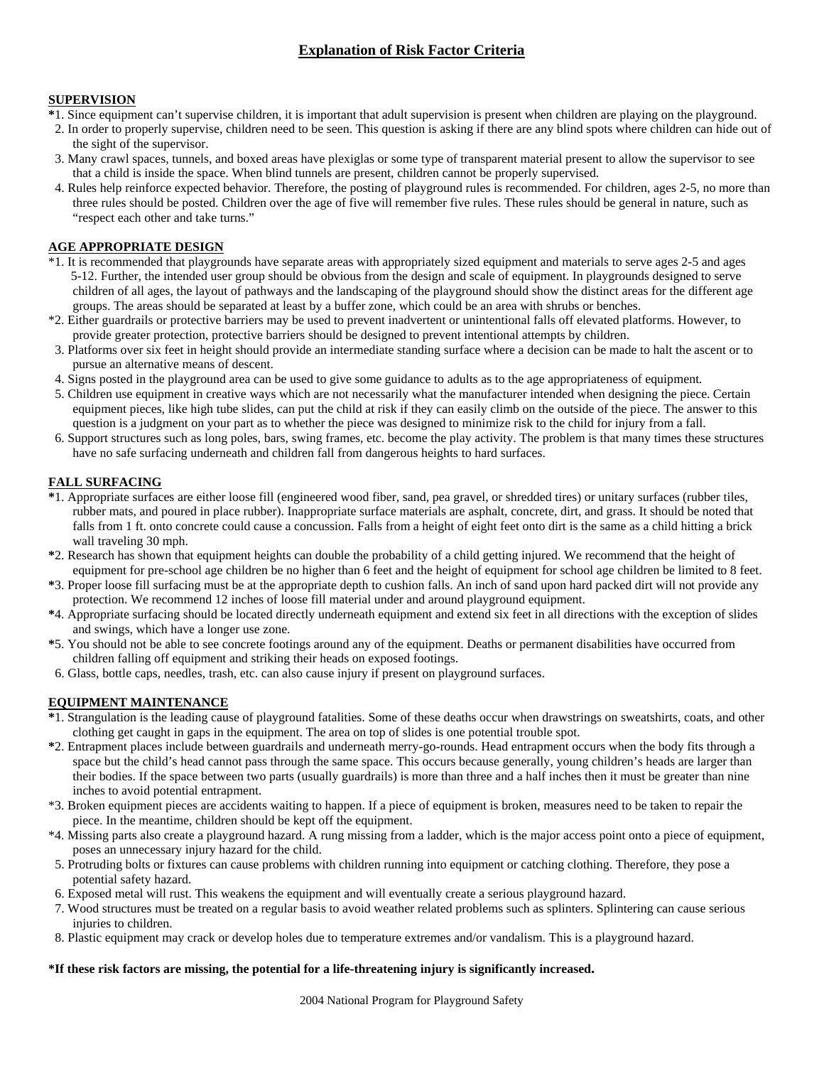# Explanation of Risk Factor Criteria

## SUPERVISION

*1. Since equipment can't supervise children, it is important that adult supervision is present when children are playing on the playground.
2. In order to properly supervise, children need to be seen. This question is asking if there are any blind spots where children can hide out of the sight of the supervisor.
3. Many crawl spaces, tunnels, and boxed areas have plexiglas or some type of transparent material present to allow the supervisor to see that a child is inside the space. When blind tunnels are present, children cannot be properly supervised.
4. Rules help reinforce expected behavior. Therefore, the posting of playground rules is recommended. For children, ages 2-5, no more than three rules should be posted. Children over the age of five will remember five rules. These rules should be general in nature, such as "respect each other and take turns."

## AGE APPROPRIATE DESIGN

*1. It is recommended that playgrounds have separate areas with appropriately sized equipment and materials to serve ages 2-5 and ages 5-12. Further, the intended user group should be obvious from the design and scale of equipment. In playgrounds designed to serve children of all ages, the layout of pathways and the landscaping of the playground should show the distinct areas for the different age groups. The areas should be separated at least by a buffer zone, which could be an area with shrubs or benches.
*2. Either guardrails or protective barriers may be used to prevent inadvertent or unintentional falls off elevated platforms. However, to provide greater protection, protective barriers should be designed to prevent intentional attempts by children.
3. Platforms over six feet in height should provide an intermediate standing surface where a decision can be made to halt the ascent or to pursue an alternative means of descent.
4. Signs posted in the playground area can be used to give some guidance to adults as to the age appropriateness of equipment.
5. Children use equipment in creative ways which are not necessarily what the manufacturer intended when designing the piece. Certain equipment pieces, like high tube slides, can put the child at risk if they can easily climb on the outside of the piece. The answer to this question is a judgment on your part as to whether the piece was designed to minimize risk to the child for injury from a fall.
6. Support structures such as long poles, bars, swing frames, etc. become the play activity. The problem is that many times these structures have no safe surfacing underneath and children fall from dangerous heights to hard surfaces.

## FALL SURFACING

*1. Appropriate surfaces are either loose fill (engineered wood fiber, sand, pea gravel, or shredded tires) or unitary surfaces (rubber tiles, rubber mats, and poured in place rubber). Inappropriate surface materials are asphalt, concrete, dirt, and grass. It should be noted that falls from 1 ft. onto concrete could cause a concussion. Falls from a height of eight feet onto dirt is the same as a child hitting a brick wall traveling 30 mph.
*2. Research has shown that equipment heights can double the probability of a child getting injured. We recommend that the height of equipment for pre-school age children be no higher than 6 feet and the height of equipment for school age children be limited to 8 feet.
*3. Proper loose fill surfacing must be at the appropriate depth to cushion falls. An inch of sand upon hard packed dirt will not provide any protection. We recommend 12 inches of loose fill material under and around playground equipment.
*4. Appropriate surfacing should be located directly underneath equipment and extend six feet in all directions with the exception of slides and swings, which have a longer use zone.
*5. You should not be able to see concrete footings around any of the equipment. Deaths or permanent disabilities have occurred from children falling off equipment and striking their heads on exposed footings.
6. Glass, bottle caps, needles, trash, etc. can also cause injury if present on playground surfaces.

## EQUIPMENT MAINTENANCE

*1. Strangulation is the leading cause of playground fatalities. Some of these deaths occur when drawstrings on sweatshirts, coats, and other clothing get caught in gaps in the equipment. The area on top of slides is one potential trouble spot.
*2. Entrapment places include between guardrails and underneath merry-go-rounds. Head entrapment occurs when the body fits through a space but the child's head cannot pass through the same space. This occurs because generally, young children's heads are larger than their bodies. If the space between two parts (usually guardrails) is more than three and a half inches then it must be greater than nine inches to avoid potential entrapment.
*3. Broken equipment pieces are accidents waiting to happen. If a piece of equipment is broken, measures need to be taken to repair the piece. In the meantime, children should be kept off the equipment.
*4. Missing parts also create a playground hazard. A rung missing from a ladder, which is the major access point onto a piece of equipment, poses an unnecessary injury hazard for the child.
5. Protruding bolts or fixtures can cause problems with children running into equipment or catching clothing. Therefore, they pose a potential safety hazard.
6. Exposed metal will rust. This weakens the equipment and will eventually create a serious playground hazard.
7. Wood structures must be treated on a regular basis to avoid weather related problems such as splinters. Splintering can cause serious injuries to children.
8. Plastic equipment may crack or develop holes due to temperature extremes and/or vandalism. This is a playground hazard.

**\*If these risk factors are missing, the potential for a life-threatening injury is significantly increased.**

2004 National Program for Playground Safety